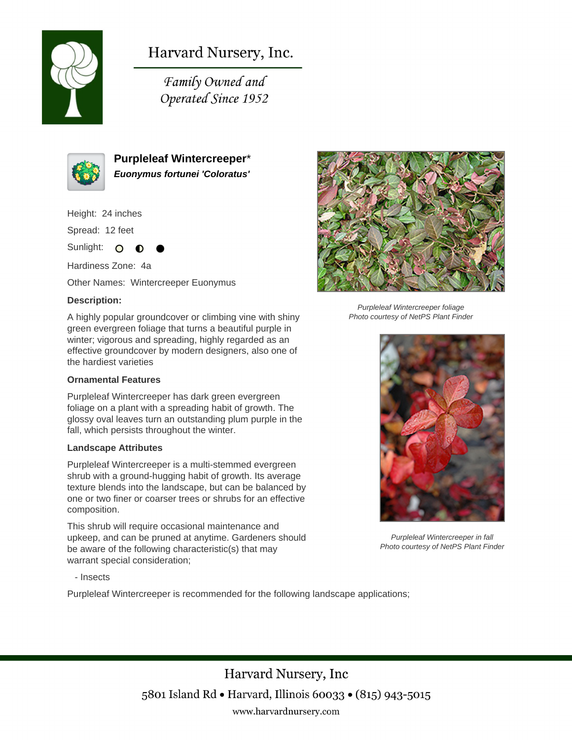# Harvard Nursery, Inc.

*Family Owned and Operated Since 1952*

## Purpleleaf Wintercreeper*

***Euonymus fortunei 'Coloratus'***

Height: 24 inches

Spread: 12 feet

Sunlight: ○ ◐ ●

Hardiness Zone: 4a

Other Names: Wintercreeper Euonymus

**Description:**

A highly popular groundcover or climbing vine with shiny green evergreen foliage that turns a beautiful purple in winter; vigorous and spreading, highly regarded as an effective groundcover by modern designers, also one of the hardiest varieties

*Purpleleaf Wintercreeper foliage*
*Photo courtesy of NetPS Plant Finder*

**Ornamental Features**

Purpleleaf Wintercreeper has dark green evergreen foliage on a plant with a spreading habit of growth. The glossy oval leaves turn an outstanding plum purple in the fall, which persists throughout the winter.

**Landscape Attributes**

Purpleleaf Wintercreeper is a multi-stemmed evergreen shrub with a ground-hugging habit of growth. Its average texture blends into the landscape, but can be balanced by one or two finer or coarser trees or shrubs for an effective composition.

This shrub will require occasional maintenance and upkeep, and can be pruned at anytime. Gardeners should be aware of the following characteristic(s) that may warrant special consideration;

- Insects

*Purpleleaf Wintercreeper in fall*
*Photo courtesy of NetPS Plant Finder*

Purpleleaf Wintercreeper is recommended for the following landscape applications;

Harvard Nursery, Inc
5801 Island Rd • Harvard, Illinois 60033 • (815) 943-5015
www.harvardnursery.com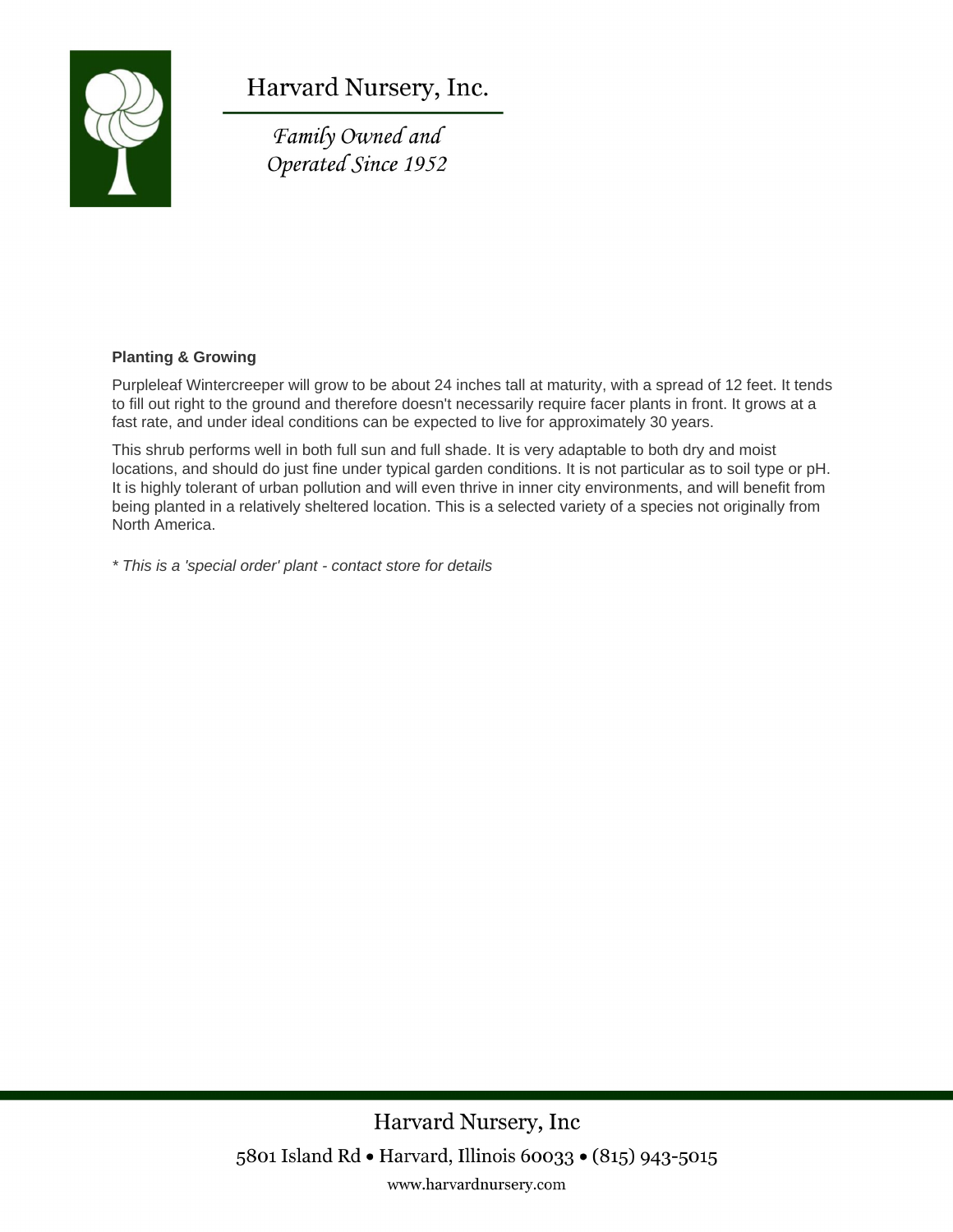### Planting & Growing

Purpleleaf Wintercreeper will grow to be about 24 inches tall at maturity, with a spread of 12 feet. It tends to fill out right to the ground and therefore doesn't necessarily require facer plants in front. It grows at a fast rate, and under ideal conditions can be expected to live for approximately 30 years.

This shrub performs well in both full sun and full shade. It is very adaptable to both dry and moist locations, and should do just fine under typical garden conditions. It is not particular as to soil type or pH. It is highly tolerant of urban pollution and will even thrive in inner city environments, and will benefit from being planted in a relatively sheltered location. This is a selected variety of a species not originally from North America.

*\* This is a 'special order' plant - contact store for details*